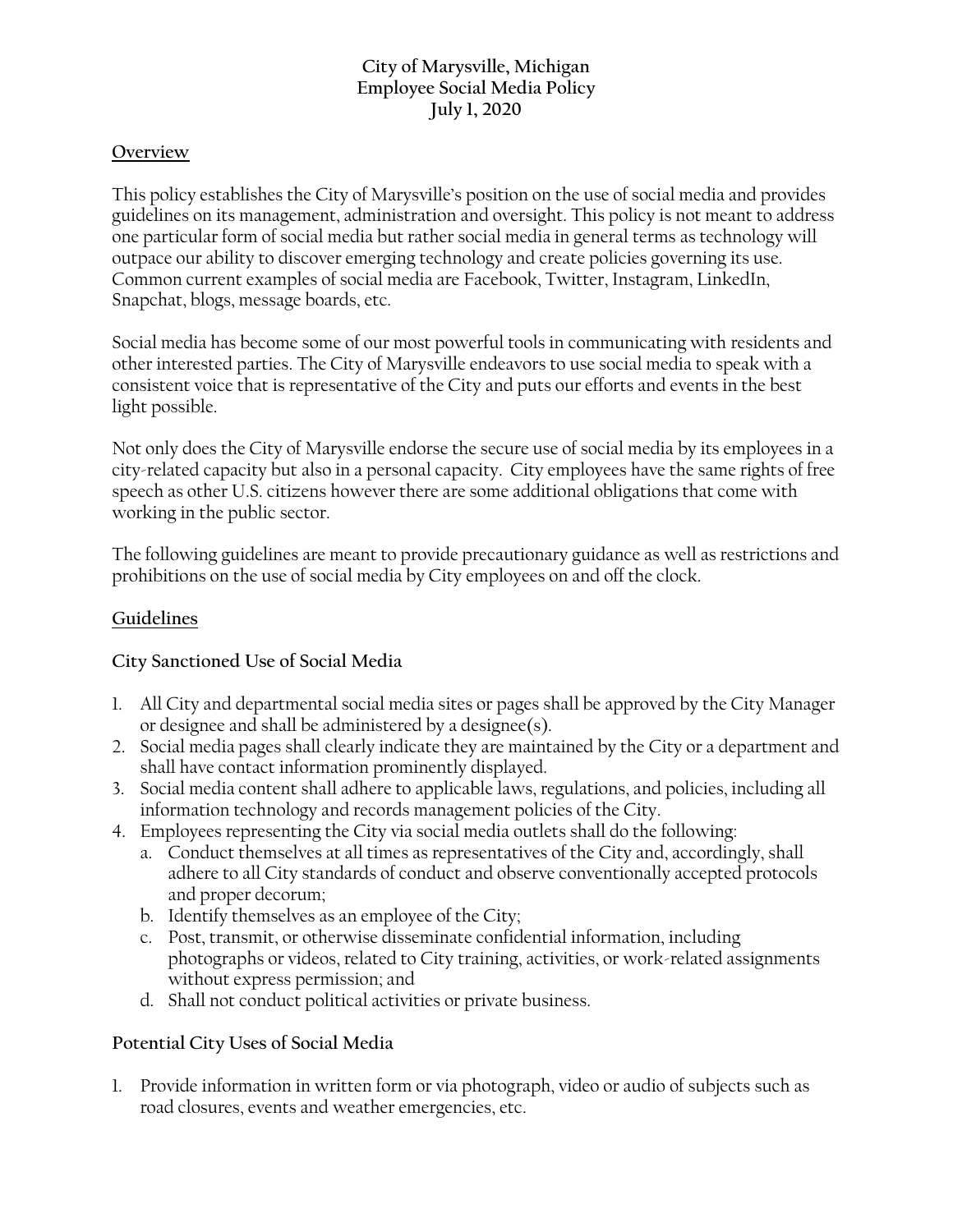# City of Marysville, Michigan
# Employee Social Media Policy
# July 1, 2020

## Overview

This policy establishes the City of Marysville's position on the use of social media and provides guidelines on its management, administration and oversight. This policy is not meant to address one particular form of social media but rather social media in general terms as technology will outpace our ability to discover emerging technology and create policies governing its use. Common current examples of social media are Facebook, Twitter, Instagram, LinkedIn, Snapchat, blogs, message boards, etc.

Social media has become some of our most powerful tools in communicating with residents and other interested parties. The City of Marysville endeavors to use social media to speak with a consistent voice that is representative of the City and puts our efforts and events in the best light possible.

Not only does the City of Marysville endorse the secure use of social media by its employees in a city-related capacity but also in a personal capacity. City employees have the same rights of free speech as other U.S. citizens however there are some additional obligations that come with working in the public sector.

The following guidelines are meant to provide precautionary guidance as well as restrictions and prohibitions on the use of social media by City employees on and off the clock.

## Guidelines

### City Sanctioned Use of Social Media

1. All City and departmental social media sites or pages shall be approved by the City Manager or designee and shall be administered by a designee(s).
2. Social media pages shall clearly indicate they are maintained by the City or a department and shall have contact information prominently displayed.
3. Social media content shall adhere to applicable laws, regulations, and policies, including all information technology and records management policies of the City.
4. Employees representing the City via social media outlets shall do the following:
   a. Conduct themselves at all times as representatives of the City and, accordingly, shall adhere to all City standards of conduct and observe conventionally accepted protocols and proper decorum;
   b. Identify themselves as an employee of the City;
   c. Post, transmit, or otherwise disseminate confidential information, including photographs or videos, related to City training, activities, or work-related assignments without express permission; and
   d. Shall not conduct political activities or private business.

### Potential City Uses of Social Media

1. Provide information in written form or via photograph, video or audio of subjects such as road closures, events and weather emergencies, etc.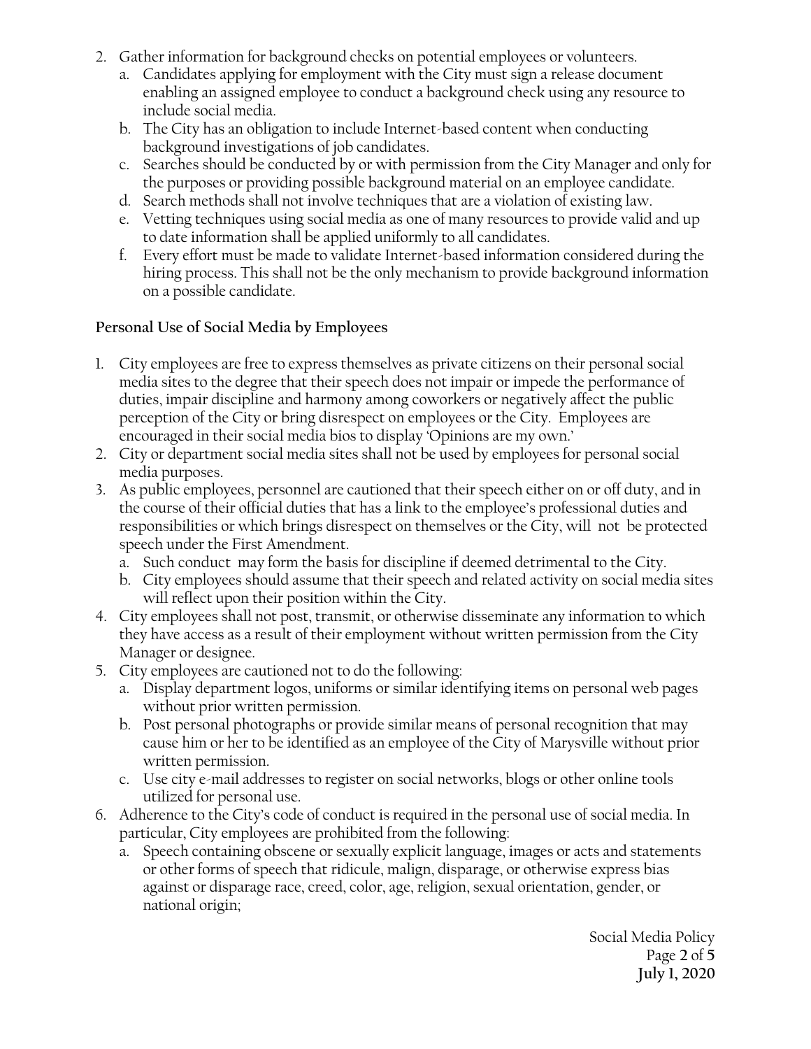2. Gather information for background checks on potential employees or volunteers.
   a. Candidates applying for employment with the City must sign a release document enabling an assigned employee to conduct a background check using any resource to include social media.
   b. The City has an obligation to include Internet-based content when conducting background investigations of job candidates.
   c. Searches should be conducted by or with permission from the City Manager and only for the purposes or providing possible background material on an employee candidate.
   d. Search methods shall not involve techniques that are a violation of existing law.
   e. Vetting techniques using social media as one of many resources to provide valid and up to date information shall be applied uniformly to all candidates.
   f. Every effort must be made to validate Internet-based information considered during the hiring process. This shall not be the only mechanism to provide background information on a possible candidate.

**Personal Use of Social Media by Employees**

1. City employees are free to express themselves as private citizens on their personal social media sites to the degree that their speech does not impair or impede the performance of duties, impair discipline and harmony among coworkers or negatively affect the public perception of the City or bring disrespect on employees or the City. Employees are encouraged in their social media bios to display 'Opinions are my own.'
2. City or department social media sites shall not be used by employees for personal social media purposes.
3. As public employees, personnel are cautioned that their speech either on or off duty, and in the course of their official duties that has a link to the employee's professional duties and responsibilities or which brings disrespect on themselves or the City, will not be protected speech under the First Amendment.
   a. Such conduct may form the basis for discipline if deemed detrimental to the City.
   b. City employees should assume that their speech and related activity on social media sites will reflect upon their position within the City.
4. City employees shall not post, transmit, or otherwise disseminate any information to which they have access as a result of their employment without written permission from the City Manager or designee.
5. City employees are cautioned not to do the following:
   a. Display department logos, uniforms or similar identifying items on personal web pages without prior written permission.
   b. Post personal photographs or provide similar means of personal recognition that may cause him or her to be identified as an employee of the City of Marysville without prior written permission.
   c. Use city e-mail addresses to register on social networks, blogs or other online tools utilized for personal use.
6. Adherence to the City's code of conduct is required in the personal use of social media. In particular, City employees are prohibited from the following:
   a. Speech containing obscene or sexually explicit language, images or acts and statements or other forms of speech that ridicule, malign, disparage, or otherwise express bias against or disparage race, creed, color, age, religion, sexual orientation, gender, or national origin;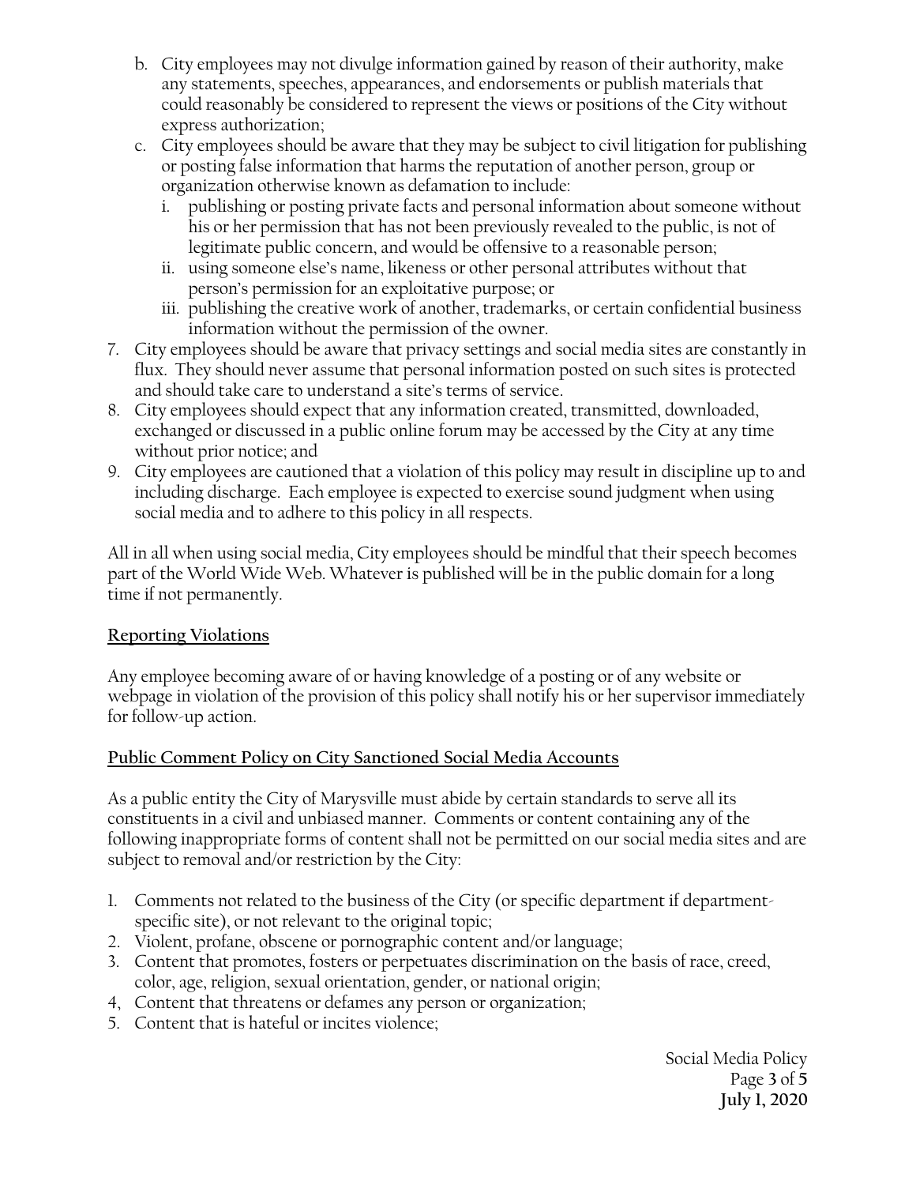b. City employees may not divulge information gained by reason of their authority, make any statements, speeches, appearances, and endorsements or publish materials that could reasonably be considered to represent the views or positions of the City without express authorization;
c. City employees should be aware that they may be subject to civil litigation for publishing or posting false information that harms the reputation of another person, group or organization otherwise known as defamation to include:
    i. publishing or posting private facts and personal information about someone without his or her permission that has not been previously revealed to the public, is not of legitimate public concern, and would be offensive to a reasonable person;
    ii. using someone else's name, likeness or other personal attributes without that person's permission for an exploitative purpose; or
    iii. publishing the creative work of another, trademarks, or certain confidential business information without the permission of the owner.

7. City employees should be aware that privacy settings and social media sites are constantly in flux. They should never assume that personal information posted on such sites is protected and should take care to understand a site's terms of service.
8. City employees should expect that any information created, transmitted, downloaded, exchanged or discussed in a public online forum may be accessed by the City at any time without prior notice; and
9. City employees are cautioned that a violation of this policy may result in discipline up to and including discharge. Each employee is expected to exercise sound judgment when using social media and to adhere to this policy in all respects.

All in all when using social media, City employees should be mindful that their speech becomes part of the World Wide Web. Whatever is published will be in the public domain for a long time if not permanently.

## Reporting Violations

Any employee becoming aware of or having knowledge of a posting or of any website or webpage in violation of the provision of this policy shall notify his or her supervisor immediately for follow-up action.

## Public Comment Policy on City Sanctioned Social Media Accounts

As a public entity the City of Marysville must abide by certain standards to serve all its constituents in a civil and unbiased manner. Comments or content containing any of the following inappropriate forms of content shall not be permitted on our social media sites and are subject to removal and/or restriction by the City:

1. Comments not related to the business of the City (or specific department if department-specific site), or not relevant to the original topic;
2. Violent, profane, obscene or pornographic content and/or language;
3. Content that promotes, fosters or perpetuates discrimination on the basis of race, creed, color, age, religion, sexual orientation, gender, or national origin;
4. Content that threatens or defames any person or organization;
5. Content that is hateful or incites violence;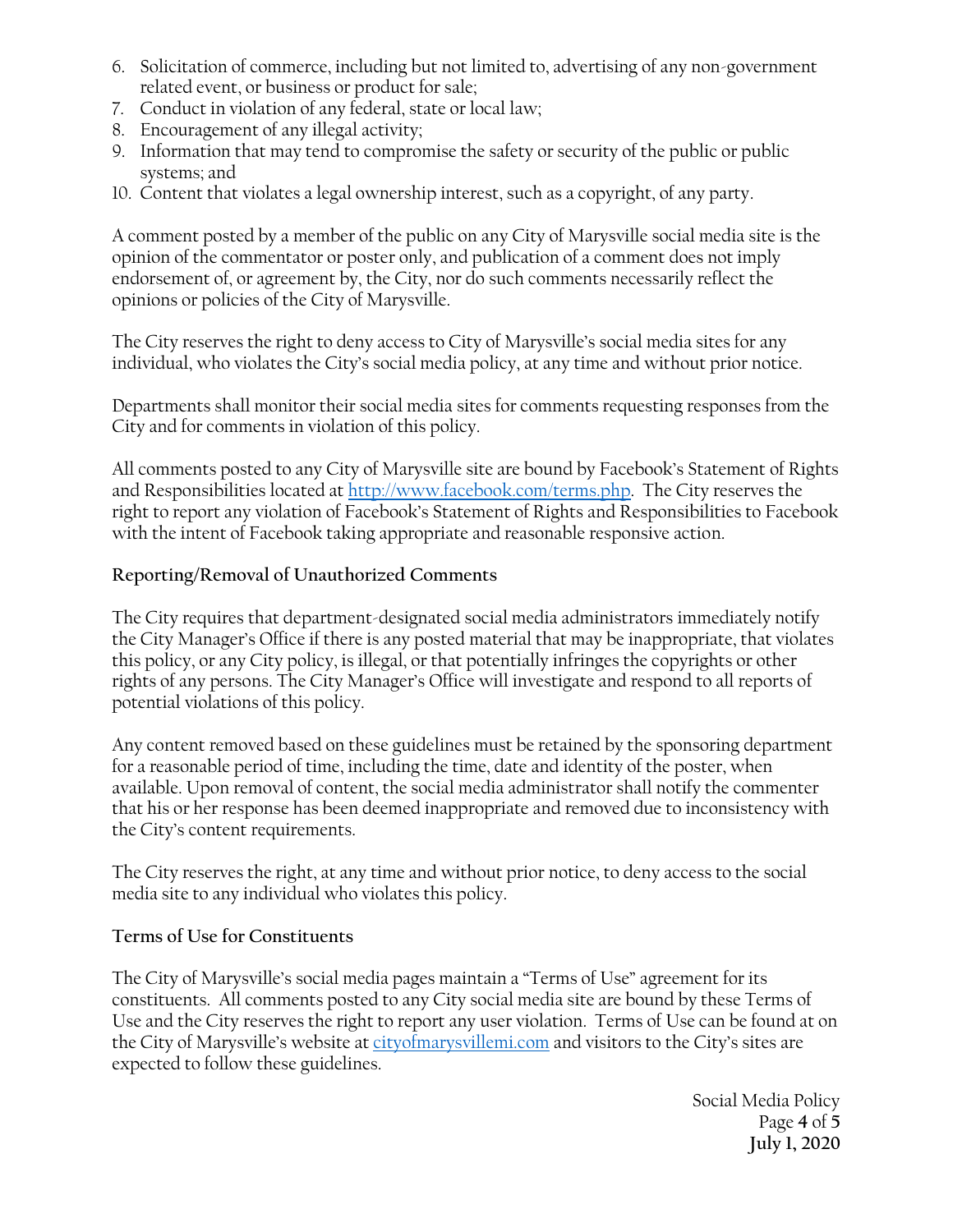6. Solicitation of commerce, including but not limited to, advertising of any non-government related event, or business or product for sale;
7. Conduct in violation of any federal, state or local law;
8. Encouragement of any illegal activity;
9. Information that may tend to compromise the safety or security of the public or public systems; and
10. Content that violates a legal ownership interest, such as a copyright, of any party.

A comment posted by a member of the public on any City of Marysville social media site is the opinion of the commentator or poster only, and publication of a comment does not imply endorsement of, or agreement by, the City, nor do such comments necessarily reflect the opinions or policies of the City of Marysville.

The City reserves the right to deny access to City of Marysville's social media sites for any individual, who violates the City's social media policy, at any time and without prior notice.

Departments shall monitor their social media sites for comments requesting responses from the City and for comments in violation of this policy.

All comments posted to any City of Marysville site are bound by Facebook's Statement of Rights and Responsibilities located at [http://www.facebook.com/terms.php](http://www.facebook.com/terms.php). The City reserves the right to report any violation of Facebook's Statement of Rights and Responsibilities to Facebook with the intent of Facebook taking appropriate and reasonable responsive action.

**Reporting/Removal of Unauthorized Comments**

The City requires that department-designated social media administrators immediately notify the City Manager's Office if there is any posted material that may be inappropriate, that violates this policy, or any City policy, is illegal, or that potentially infringes the copyrights or other rights of any persons. The City Manager's Office will investigate and respond to all reports of potential violations of this policy.

Any content removed based on these guidelines must be retained by the sponsoring department for a reasonable period of time, including the time, date and identity of the poster, when available. Upon removal of content, the social media administrator shall notify the commenter that his or her response has been deemed inappropriate and removed due to inconsistency with the City's content requirements.

The City reserves the right, at any time and without prior notice, to deny access to the social media site to any individual who violates this policy.

**Terms of Use for Constituents**

The City of Marysville's social media pages maintain a "Terms of Use" agreement for its constituents. All comments posted to any City social media site are bound by these Terms of Use and the City reserves the right to report any user violation. Terms of Use can be found at on the City of Marysville's website at [cityofmarysvillemi.com](cityofmarysvillemi.com) and visitors to the City's sites are expected to follow these guidelines.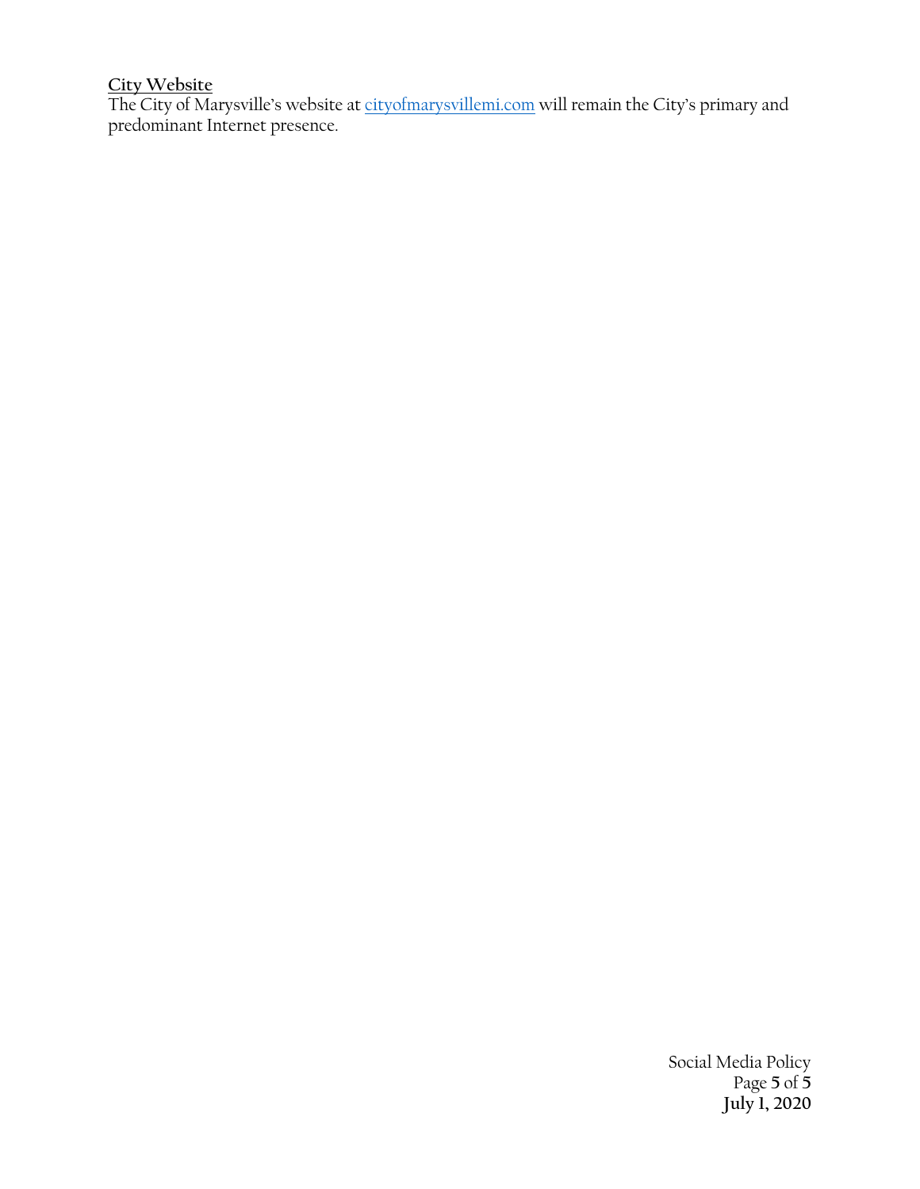**City Website**

The City of Marysville's website at cityofmarysvillemi.com will remain the City's primary and predominant Internet presence.